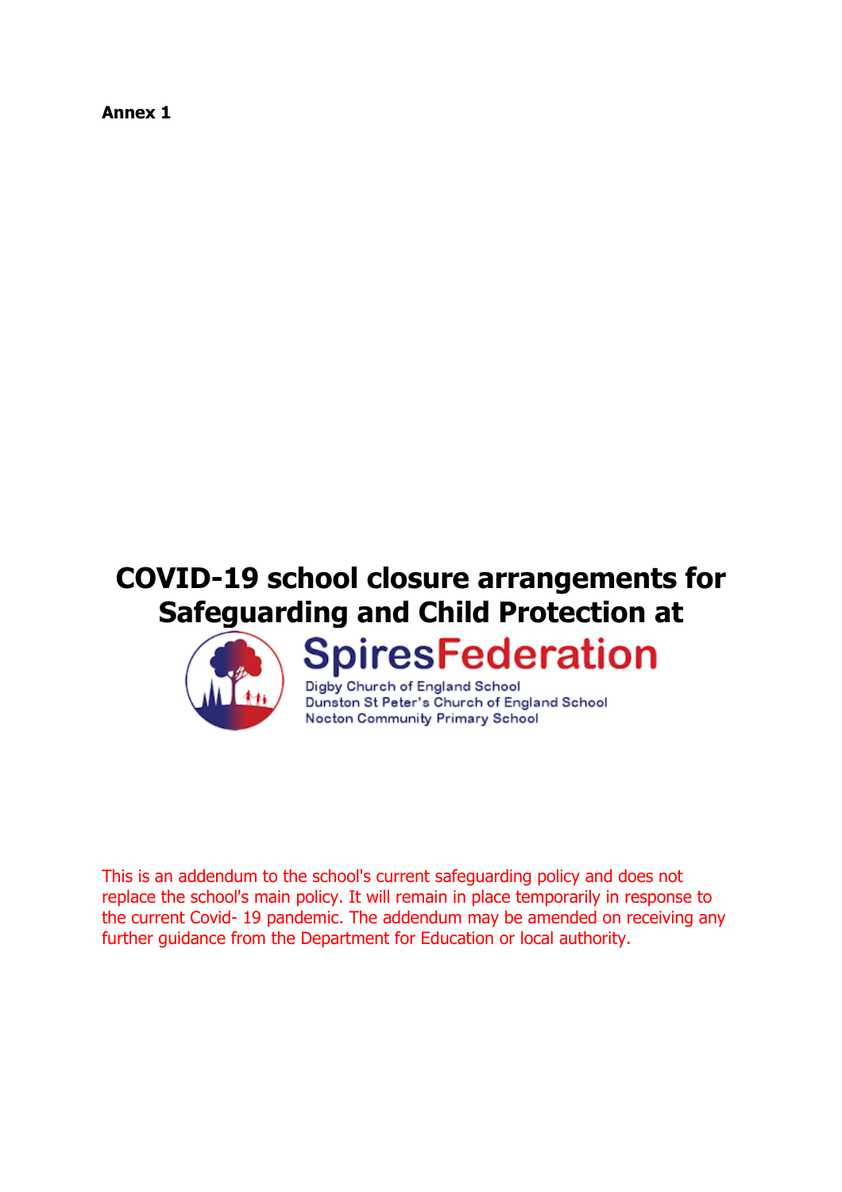**Annex 1**

# COVID-19 school closure arrangements for Safeguarding and Child Protection at

SpiresFederation

Digby Church of England School
Dunston St Peter's Church of England School
Nocton Community Primary School

This is an addendum to the school's current safeguarding policy and does not replace the school's main policy. It will remain in place temporarily in response to the current Covid- 19 pandemic. The addendum may be amended on receiving any further guidance from the Department for Education or local authority.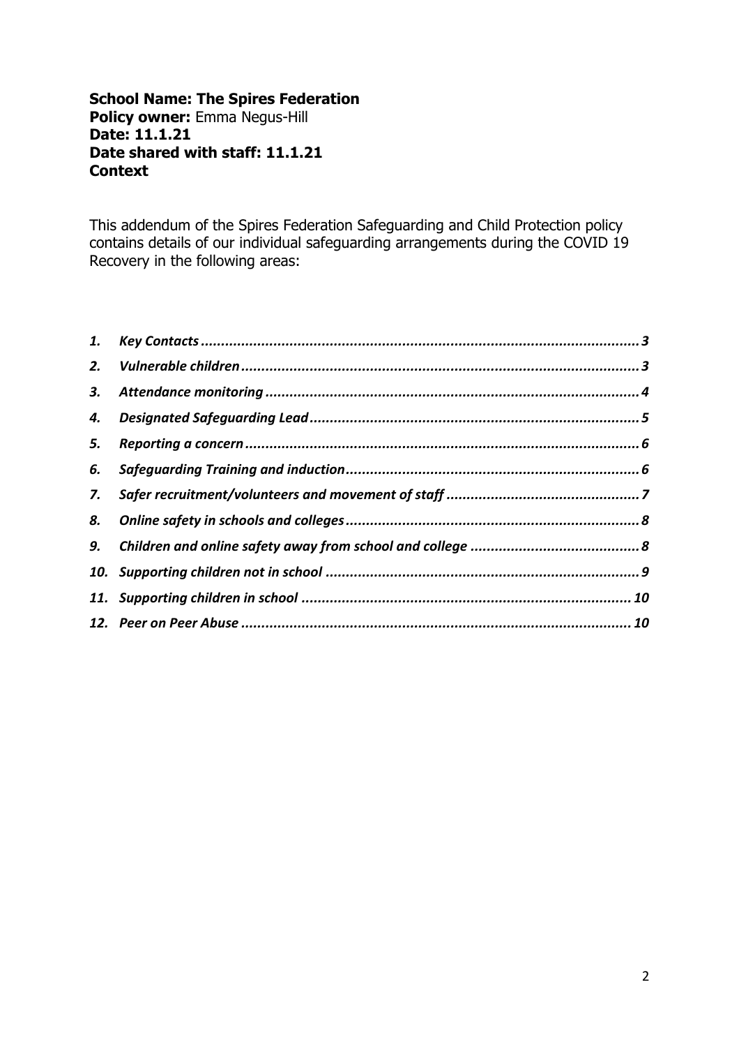**School Name: The Spires Federation**
**Policy owner:** Emma Negus-Hill
**Date: 11.1.21**
**Date shared with staff: 11.1.21**
**Context**

This addendum of the Spires Federation Safeguarding and Child Protection policy contains details of our individual safeguarding arrangements during the COVID 19 Recovery in the following areas:

1. ***Key Contacts*** ........ 3
2. ***Vulnerable children*** ........ 3
3. ***Attendance monitoring*** ........ 4
4. ***Designated Safeguarding Lead*** ........ 5
5. ***Reporting a concern*** ........ 6
6. ***Safeguarding Training and induction*** ........ 6
7. ***Safer recruitment/volunteers and movement of staff*** ........ 7
8. ***Online safety in schools and colleges*** ........ 8
9. ***Children and online safety away from school and college*** ........ 8
10. ***Supporting children not in school*** ........ 9
11. ***Supporting children in school*** ........ 10
12. ***Peer on Peer Abuse*** ........ 10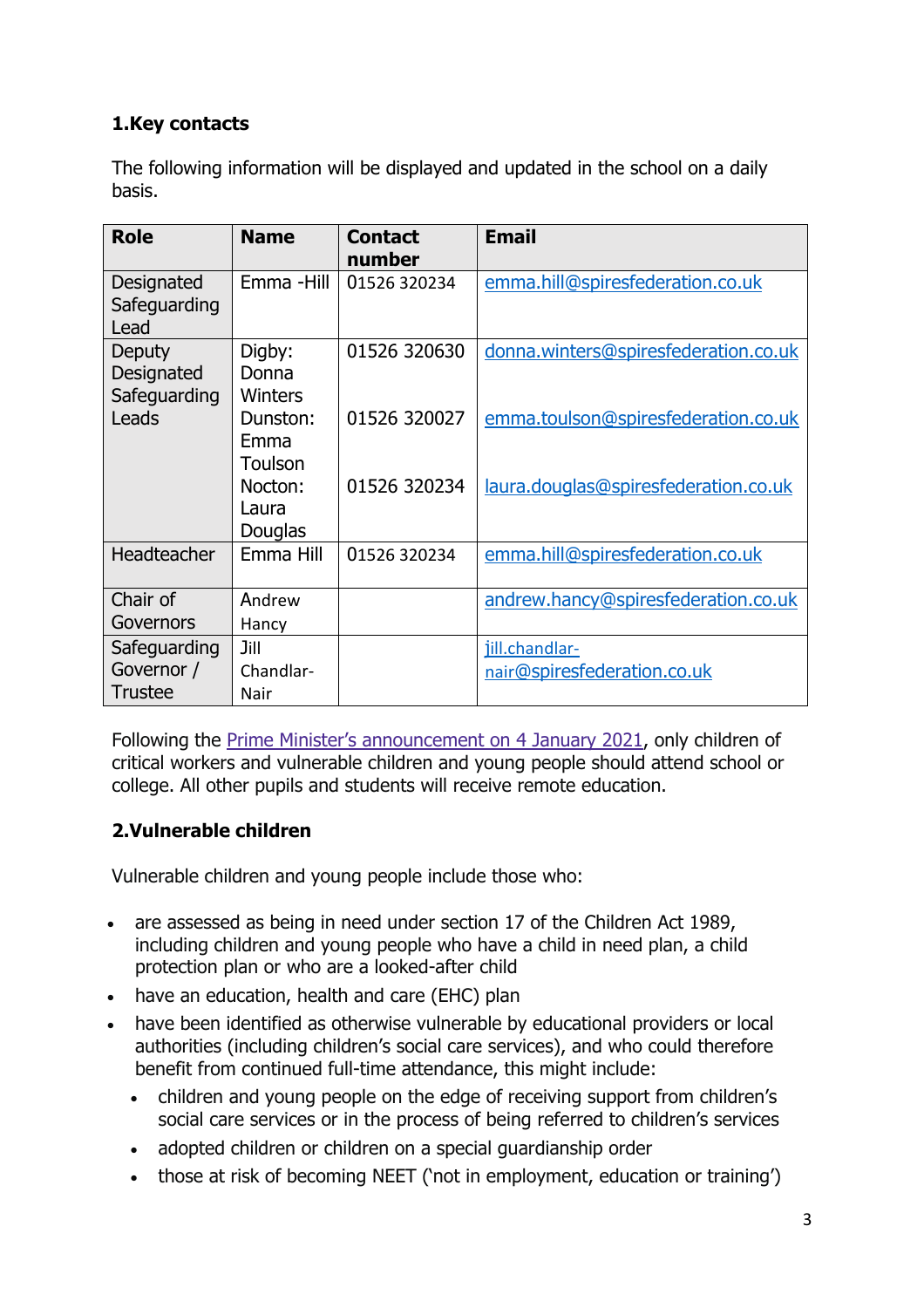## 1.Key contacts

The following information will be displayed and updated in the school on a daily basis.

| Role | Name | Contact number | Email |
|---|---|---|---|
| Designated Safeguarding Lead | Emma -Hill | 01526 320234 | emma.hill@spiresfederation.co.uk |
| Deputy Designated Safeguarding Leads | Digby: Donna Winters<br>Dunston: Emma Toulson<br>Nocton: Laura Douglas | 01526 320630<br>01526 320027<br>01526 320234 | donna.winters@spiresfederation.co.uk<br>emma.toulson@spiresfederation.co.uk<br>laura.douglas@spiresfederation.co.uk |
| Headteacher | Emma Hill | 01526 320234 | emma.hill@spiresfederation.co.uk |
| Chair of Governors | Andrew Hancy | | andrew.hancy@spiresfederation.co.uk |
| Safeguarding Governor / Trustee | Jill Chandlar-Nair | | jill.chandlar-nair@spiresfederation.co.uk |

Following the Prime Minister's announcement on 4 January 2021, only children of critical workers and vulnerable children and young people should attend school or college. All other pupils and students will receive remote education.

## 2.Vulnerable children

Vulnerable children and young people include those who:

- are assessed as being in need under section 17 of the Children Act 1989, including children and young people who have a child in need plan, a child protection plan or who are a looked-after child
- have an education, health and care (EHC) plan
- have been identified as otherwise vulnerable by educational providers or local authorities (including children's social care services), and who could therefore benefit from continued full-time attendance, this might include:
  - children and young people on the edge of receiving support from children's social care services or in the process of being referred to children's services
  - adopted children or children on a special guardianship order
  - those at risk of becoming NEET ('not in employment, education or training')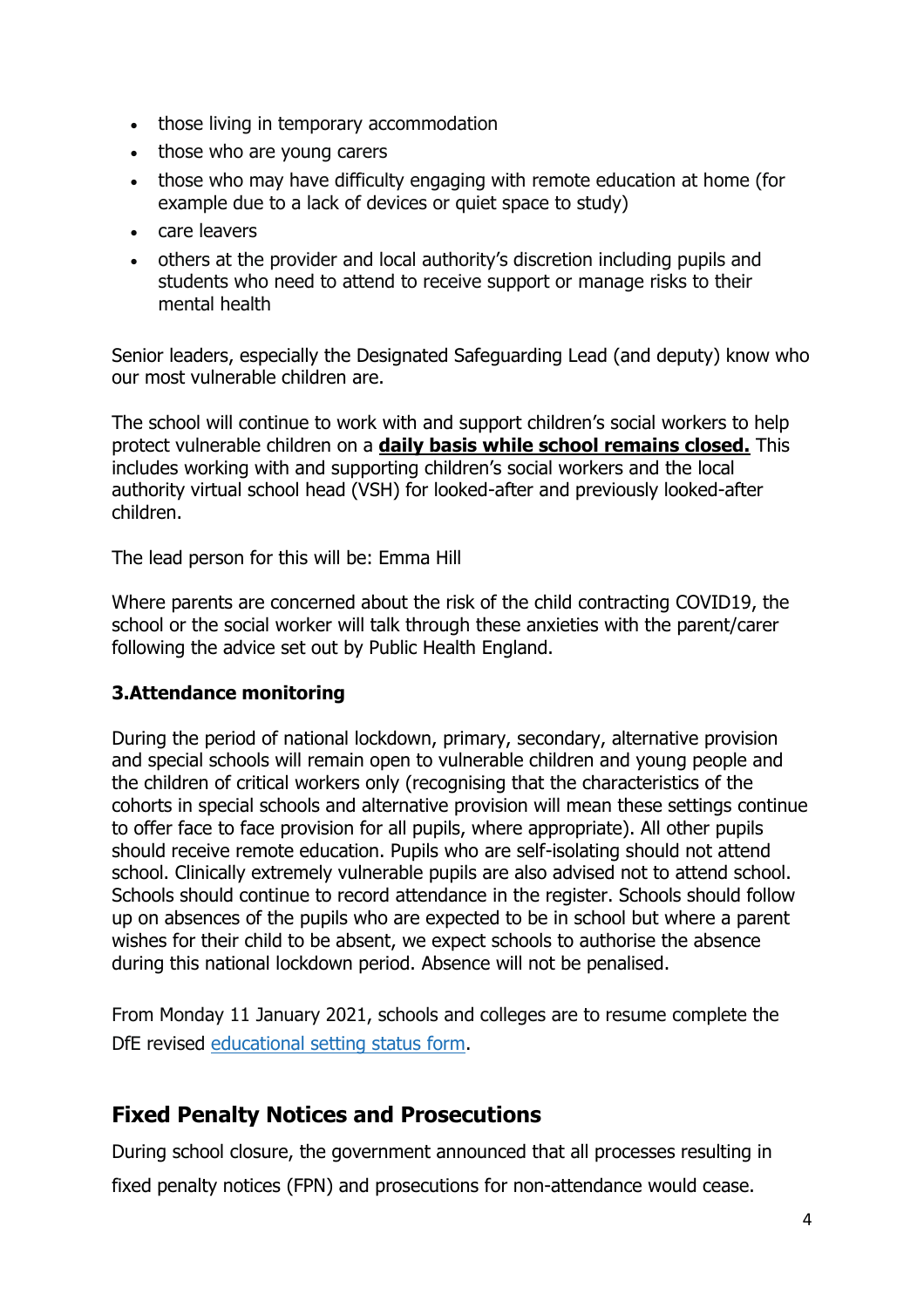- those living in temporary accommodation
- those who are young carers
- those who may have difficulty engaging with remote education at home (for example due to a lack of devices or quiet space to study)
- care leavers
- others at the provider and local authority's discretion including pupils and students who need to attend to receive support or manage risks to their mental health

Senior leaders, especially the Designated Safeguarding Lead (and deputy) know who our most vulnerable children are.

The school will continue to work with and support children's social workers to help protect vulnerable children on a **daily basis while school remains closed.** This includes working with and supporting children's social workers and the local authority virtual school head (VSH) for looked-after and previously looked-after children.

The lead person for this will be: Emma Hill

Where parents are concerned about the risk of the child contracting COVID19, the school or the social worker will talk through these anxieties with the parent/carer following the advice set out by Public Health England.

### 3.Attendance monitoring

During the period of national lockdown, primary, secondary, alternative provision and special schools will remain open to vulnerable children and young people and the children of critical workers only (recognising that the characteristics of the cohorts in special schools and alternative provision will mean these settings continue to offer face to face provision for all pupils, where appropriate). All other pupils should receive remote education. Pupils who are self-isolating should not attend school. Clinically extremely vulnerable pupils are also advised not to attend school. Schools should continue to record attendance in the register. Schools should follow up on absences of the pupils who are expected to be in school but where a parent wishes for their child to be absent, we expect schools to authorise the absence during this national lockdown period. Absence will not be penalised.

From Monday 11 January 2021, schools and colleges are to resume complete the DfE revised educational setting status form.

## Fixed Penalty Notices and Prosecutions

During school closure, the government announced that all processes resulting in fixed penalty notices (FPN) and prosecutions for non-attendance would cease.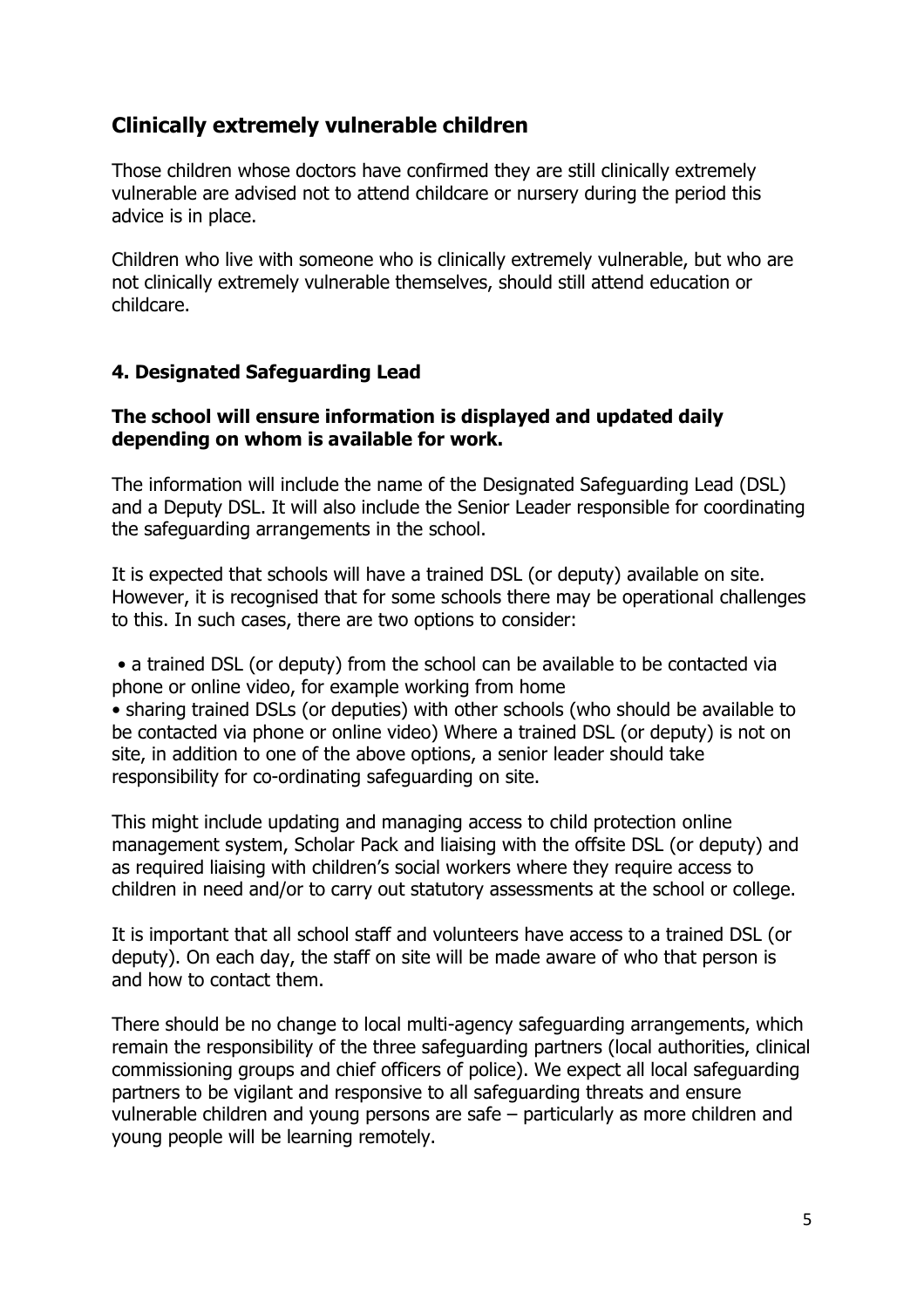## Clinically extremely vulnerable children

Those children whose doctors have confirmed they are still clinically extremely vulnerable are advised not to attend childcare or nursery during the period this advice is in place.

Children who live with someone who is clinically extremely vulnerable, but who are not clinically extremely vulnerable themselves, should still attend education or childcare.

### 4. Designated Safeguarding Lead

**The school will ensure information is displayed and updated daily depending on whom is available for work.**

The information will include the name of the Designated Safeguarding Lead (DSL) and a Deputy DSL. It will also include the Senior Leader responsible for coordinating the safeguarding arrangements in the school.

It is expected that schools will have a trained DSL (or deputy) available on site. However, it is recognised that for some schools there may be operational challenges to this. In such cases, there are two options to consider:

- a trained DSL (or deputy) from the school can be available to be contacted via phone or online video, for example working from home
- sharing trained DSLs (or deputies) with other schools (who should be available to be contacted via phone or online video) Where a trained DSL (or deputy) is not on site, in addition to one of the above options, a senior leader should take responsibility for co-ordinating safeguarding on site.

This might include updating and managing access to child protection online management system, Scholar Pack and liaising with the offsite DSL (or deputy) and as required liaising with children's social workers where they require access to children in need and/or to carry out statutory assessments at the school or college.

It is important that all school staff and volunteers have access to a trained DSL (or deputy). On each day, the staff on site will be made aware of who that person is and how to contact them.

There should be no change to local multi-agency safeguarding arrangements, which remain the responsibility of the three safeguarding partners (local authorities, clinical commissioning groups and chief officers of police). We expect all local safeguarding partners to be vigilant and responsive to all safeguarding threats and ensure vulnerable children and young persons are safe – particularly as more children and young people will be learning remotely.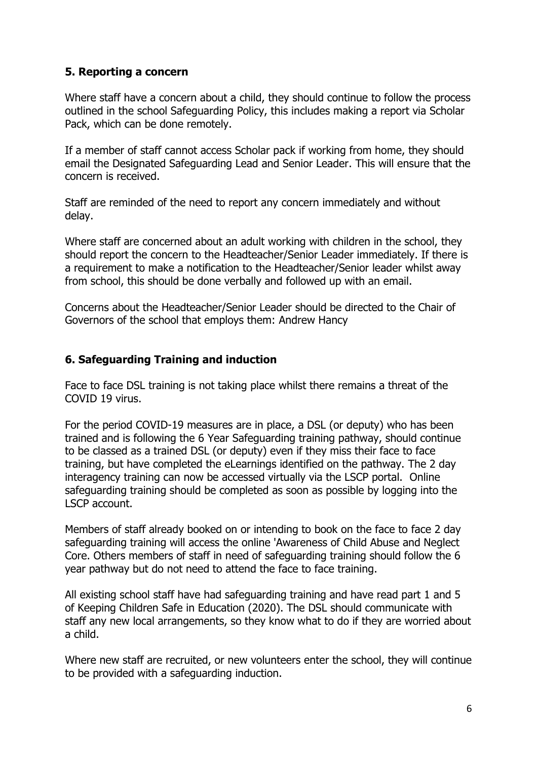## 5. Reporting a concern

Where staff have a concern about a child, they should continue to follow the process outlined in the school Safeguarding Policy, this includes making a report via Scholar Pack, which can be done remotely.

If a member of staff cannot access Scholar pack if working from home, they should email the Designated Safeguarding Lead and Senior Leader. This will ensure that the concern is received.

Staff are reminded of the need to report any concern immediately and without delay.

Where staff are concerned about an adult working with children in the school, they should report the concern to the Headteacher/Senior Leader immediately. If there is a requirement to make a notification to the Headteacher/Senior leader whilst away from school, this should be done verbally and followed up with an email.

Concerns about the Headteacher/Senior Leader should be directed to the Chair of Governors of the school that employs them: Andrew Hancy

## 6. Safeguarding Training and induction

Face to face DSL training is not taking place whilst there remains a threat of the COVID 19 virus.

For the period COVID-19 measures are in place, a DSL (or deputy) who has been trained and is following the 6 Year Safeguarding training pathway, should continue to be classed as a trained DSL (or deputy) even if they miss their face to face training, but have completed the eLearnings identified on the pathway. The 2 day interagency training can now be accessed virtually via the LSCP portal. Online safeguarding training should be completed as soon as possible by logging into the LSCP account.

Members of staff already booked on or intending to book on the face to face 2 day safeguarding training will access the online 'Awareness of Child Abuse and Neglect Core. Others members of staff in need of safeguarding training should follow the 6 year pathway but do not need to attend the face to face training.

All existing school staff have had safeguarding training and have read part 1 and 5 of Keeping Children Safe in Education (2020). The DSL should communicate with staff any new local arrangements, so they know what to do if they are worried about a child.

Where new staff are recruited, or new volunteers enter the school, they will continue to be provided with a safeguarding induction.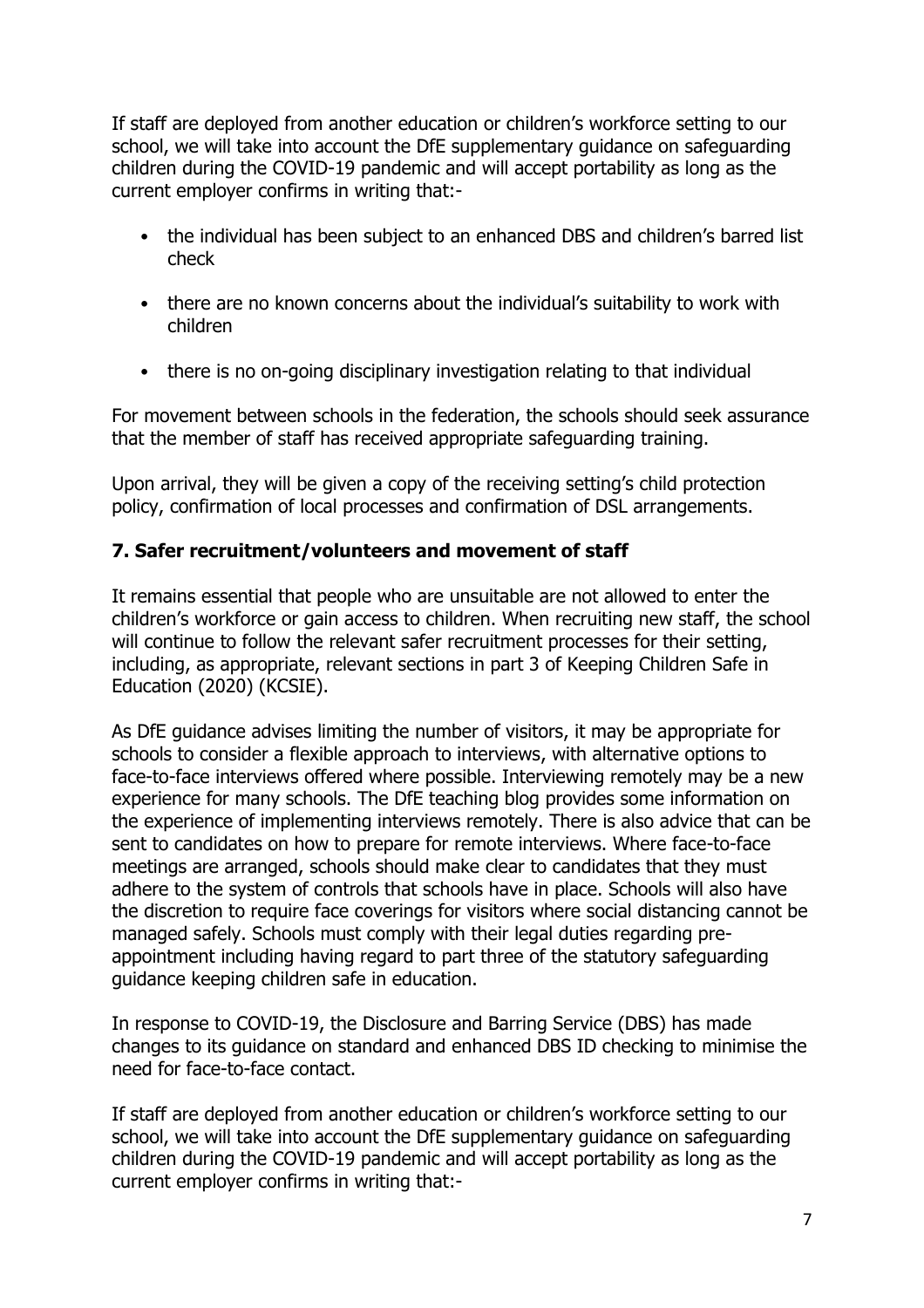If staff are deployed from another education or children's workforce setting to our school, we will take into account the DfE supplementary guidance on safeguarding children during the COVID-19 pandemic and will accept portability as long as the current employer confirms in writing that:-

- the individual has been subject to an enhanced DBS and children's barred list check
- there are no known concerns about the individual's suitability to work with children
- there is no on-going disciplinary investigation relating to that individual

For movement between schools in the federation, the schools should seek assurance that the member of staff has received appropriate safeguarding training.

Upon arrival, they will be given a copy of the receiving setting's child protection policy, confirmation of local processes and confirmation of DSL arrangements.

## 7. Safer recruitment/volunteers and movement of staff

It remains essential that people who are unsuitable are not allowed to enter the children's workforce or gain access to children. When recruiting new staff, the school will continue to follow the relevant safer recruitment processes for their setting, including, as appropriate, relevant sections in part 3 of Keeping Children Safe in Education (2020) (KCSIE).

As DfE guidance advises limiting the number of visitors, it may be appropriate for schools to consider a flexible approach to interviews, with alternative options to face-to-face interviews offered where possible. Interviewing remotely may be a new experience for many schools. The DfE teaching blog provides some information on the experience of implementing interviews remotely. There is also advice that can be sent to candidates on how to prepare for remote interviews. Where face-to-face meetings are arranged, schools should make clear to candidates that they must adhere to the system of controls that schools have in place. Schools will also have the discretion to require face coverings for visitors where social distancing cannot be managed safely. Schools must comply with their legal duties regarding pre-appointment including having regard to part three of the statutory safeguarding guidance keeping children safe in education.

In response to COVID-19, the Disclosure and Barring Service (DBS) has made changes to its guidance on standard and enhanced DBS ID checking to minimise the need for face-to-face contact.

If staff are deployed from another education or children's workforce setting to our school, we will take into account the DfE supplementary guidance on safeguarding children during the COVID-19 pandemic and will accept portability as long as the current employer confirms in writing that:-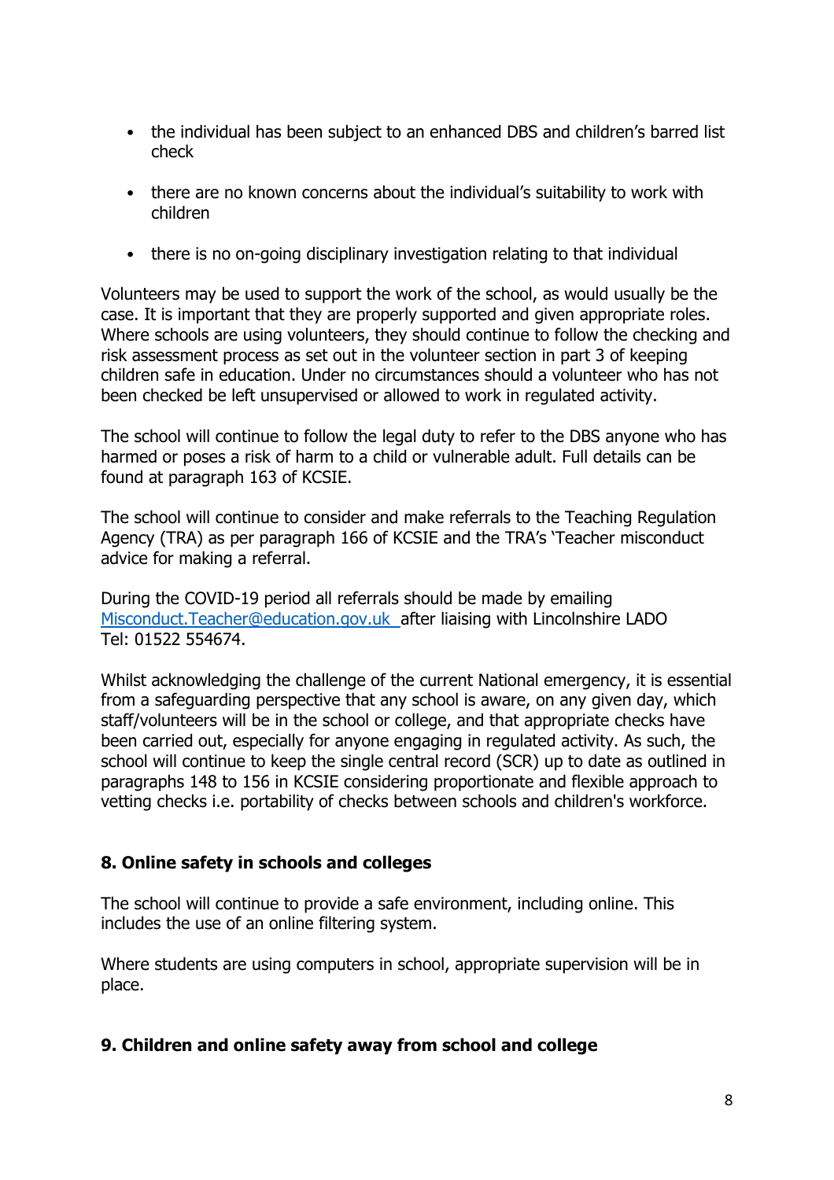- the individual has been subject to an enhanced DBS and children's barred list check
- there are no known concerns about the individual's suitability to work with children
- there is no on-going disciplinary investigation relating to that individual

Volunteers may be used to support the work of the school, as would usually be the case. It is important that they are properly supported and given appropriate roles. Where schools are using volunteers, they should continue to follow the checking and risk assessment process as set out in the volunteer section in part 3 of keeping children safe in education. Under no circumstances should a volunteer who has not been checked be left unsupervised or allowed to work in regulated activity.

The school will continue to follow the legal duty to refer to the DBS anyone who has harmed or poses a risk of harm to a child or vulnerable adult. Full details can be found at paragraph 163 of KCSIE.

The school will continue to consider and make referrals to the Teaching Regulation Agency (TRA) as per paragraph 166 of KCSIE and the TRA's 'Teacher misconduct advice for making a referral.

During the COVID-19 period all referrals should be made by emailing [Misconduct.Teacher@education.gov.uk](mailto:Misconduct.Teacher@education.gov.uk) after liaising with Lincolnshire LADO Tel: 01522 554674.

Whilst acknowledging the challenge of the current National emergency, it is essential from a safeguarding perspective that any school is aware, on any given day, which staff/volunteers will be in the school or college, and that appropriate checks have been carried out, especially for anyone engaging in regulated activity. As such, the school will continue to keep the single central record (SCR) up to date as outlined in paragraphs 148 to 156 in KCSIE considering proportionate and flexible approach to vetting checks i.e. portability of checks between schools and children's workforce.

## 8. Online safety in schools and colleges

The school will continue to provide a safe environment, including online. This includes the use of an online filtering system.

Where students are using computers in school, appropriate supervision will be in place.

## 9. Children and online safety away from school and college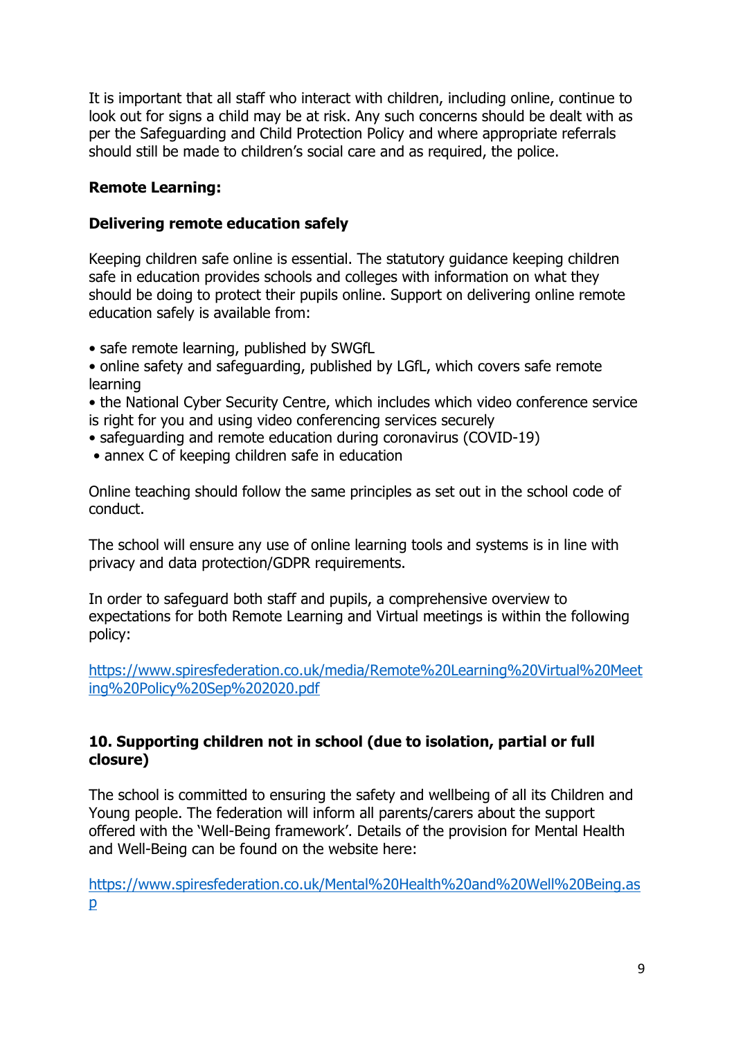It is important that all staff who interact with children, including online, continue to look out for signs a child may be at risk. Any such concerns should be dealt with as per the Safeguarding and Child Protection Policy and where appropriate referrals should still be made to children's social care and as required, the police.

**Remote Learning:**

**Delivering remote education safely**

Keeping children safe online is essential. The statutory guidance keeping children safe in education provides schools and colleges with information on what they should be doing to protect their pupils online. Support on delivering online remote education safely is available from:

- safe remote learning, published by SWGfL
- online safety and safeguarding, published by LGfL, which covers safe remote learning
- the National Cyber Security Centre, which includes which video conference service is right for you and using video conferencing services securely
- safeguarding and remote education during coronavirus (COVID-19)
- annex C of keeping children safe in education

Online teaching should follow the same principles as set out in the school code of conduct.

The school will ensure any use of online learning tools and systems is in line with privacy and data protection/GDPR requirements.

In order to safeguard both staff and pupils, a comprehensive overview to expectations for both Remote Learning and Virtual meetings is within the following policy:

https://www.spiresfederation.co.uk/media/Remote%20Learning%20Virtual%20Meeting%20Policy%20Sep%202020.pdf

## 10. Supporting children not in school (due to isolation, partial or full closure)

The school is committed to ensuring the safety and wellbeing of all its Children and Young people. The federation will inform all parents/carers about the support offered with the 'Well-Being framework'. Details of the provision for Mental Health and Well-Being can be found on the website here:

https://www.spiresfederation.co.uk/Mental%20Health%20and%20Well%20Being.asp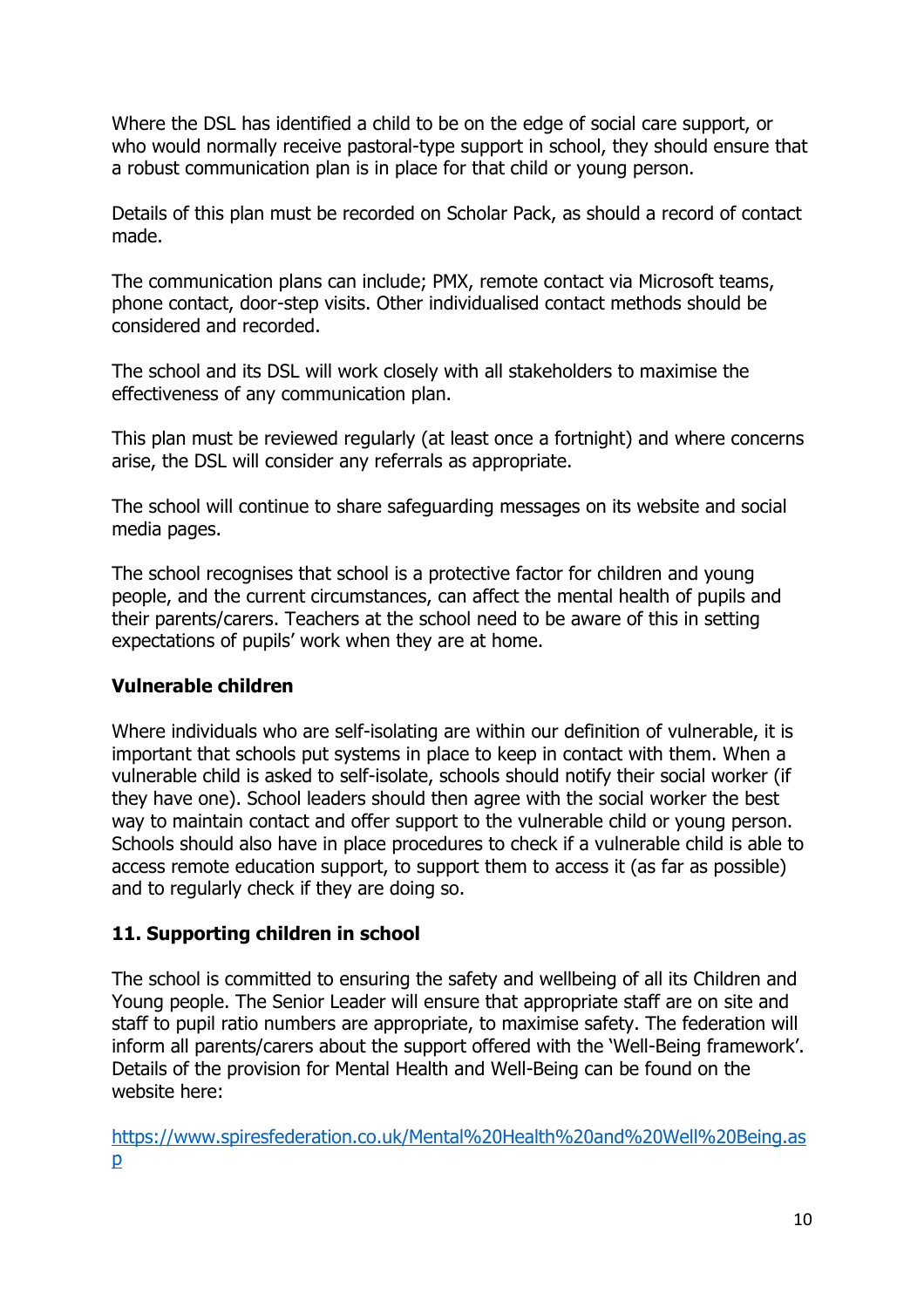Where the DSL has identified a child to be on the edge of social care support, or who would normally receive pastoral-type support in school, they should ensure that a robust communication plan is in place for that child or young person.

Details of this plan must be recorded on Scholar Pack, as should a record of contact made.

The communication plans can include; PMX, remote contact via Microsoft teams, phone contact, door-step visits. Other individualised contact methods should be considered and recorded.

The school and its DSL will work closely with all stakeholders to maximise the effectiveness of any communication plan.

This plan must be reviewed regularly (at least once a fortnight) and where concerns arise, the DSL will consider any referrals as appropriate.

The school will continue to share safeguarding messages on its website and social media pages.

The school recognises that school is a protective factor for children and young people, and the current circumstances, can affect the mental health of pupils and their parents/carers. Teachers at the school need to be aware of this in setting expectations of pupils' work when they are at home.

**Vulnerable children**

Where individuals who are self-isolating are within our definition of vulnerable, it is important that schools put systems in place to keep in contact with them. When a vulnerable child is asked to self-isolate, schools should notify their social worker (if they have one). School leaders should then agree with the social worker the best way to maintain contact and offer support to the vulnerable child or young person. Schools should also have in place procedures to check if a vulnerable child is able to access remote education support, to support them to access it (as far as possible) and to regularly check if they are doing so.

## 11. Supporting children in school

The school is committed to ensuring the safety and wellbeing of all its Children and Young people. The Senior Leader will ensure that appropriate staff are on site and staff to pupil ratio numbers are appropriate, to maximise safety. The federation will inform all parents/carers about the support offered with the 'Well-Being framework'. Details of the provision for Mental Health and Well-Being can be found on the website here:

https://www.spiresfederation.co.uk/Mental%20Health%20and%20Well%20Being.asp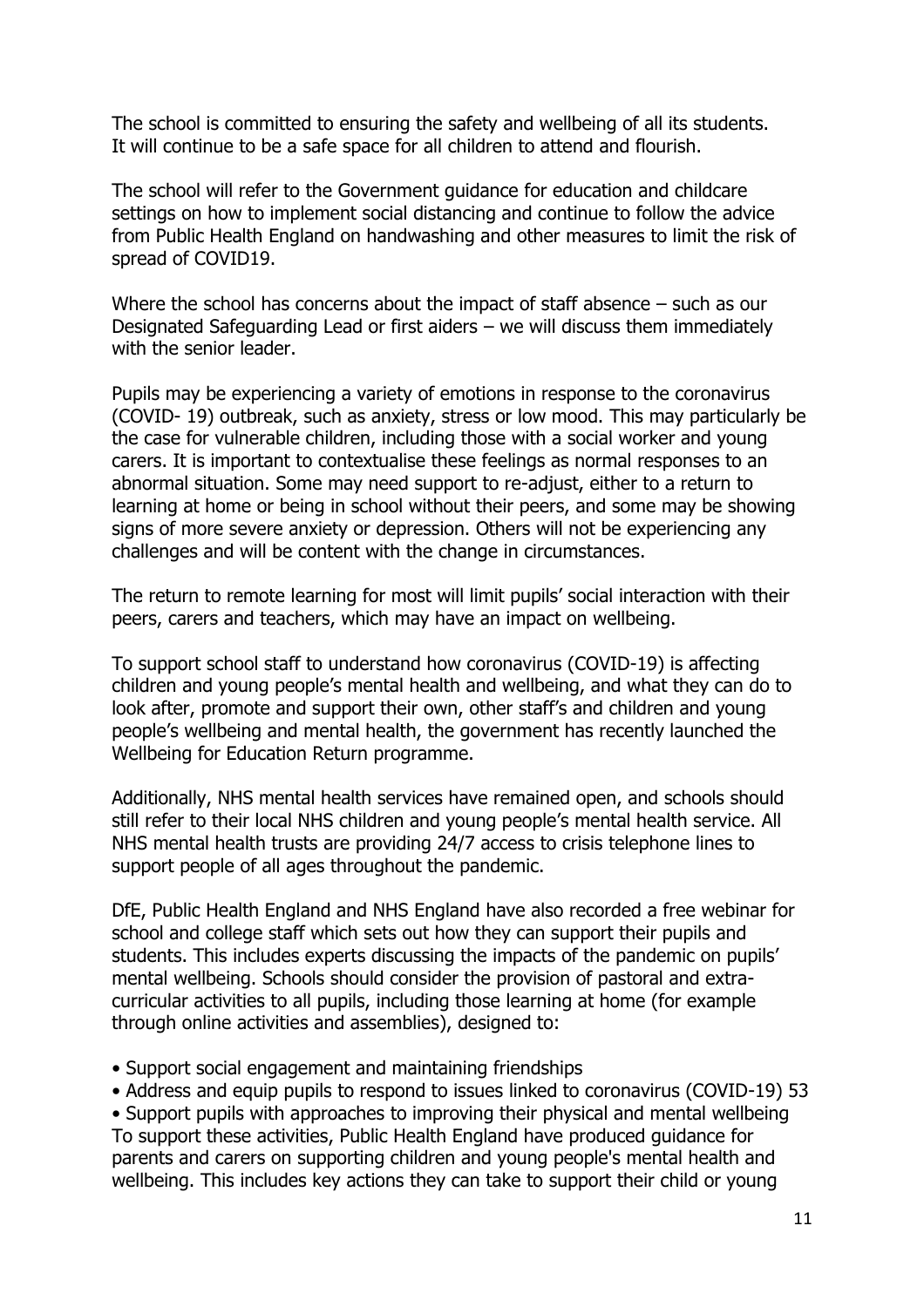The school is committed to ensuring the safety and wellbeing of all its students. It will continue to be a safe space for all children to attend and flourish.

The school will refer to the Government guidance for education and childcare settings on how to implement social distancing and continue to follow the advice from Public Health England on handwashing and other measures to limit the risk of spread of COVID19.

Where the school has concerns about the impact of staff absence – such as our Designated Safeguarding Lead or first aiders – we will discuss them immediately with the senior leader.

Pupils may be experiencing a variety of emotions in response to the coronavirus (COVID- 19) outbreak, such as anxiety, stress or low mood. This may particularly be the case for vulnerable children, including those with a social worker and young carers. It is important to contextualise these feelings as normal responses to an abnormal situation. Some may need support to re-adjust, either to a return to learning at home or being in school without their peers, and some may be showing signs of more severe anxiety or depression. Others will not be experiencing any challenges and will be content with the change in circumstances.

The return to remote learning for most will limit pupils' social interaction with their peers, carers and teachers, which may have an impact on wellbeing.

To support school staff to understand how coronavirus (COVID-19) is affecting children and young people's mental health and wellbeing, and what they can do to look after, promote and support their own, other staff's and children and young people's wellbeing and mental health, the government has recently launched the Wellbeing for Education Return programme.

Additionally, NHS mental health services have remained open, and schools should still refer to their local NHS children and young people's mental health service. All NHS mental health trusts are providing 24/7 access to crisis telephone lines to support people of all ages throughout the pandemic.

DfE, Public Health England and NHS England have also recorded a free webinar for school and college staff which sets out how they can support their pupils and students. This includes experts discussing the impacts of the pandemic on pupils' mental wellbeing. Schools should consider the provision of pastoral and extra-curricular activities to all pupils, including those learning at home (for example through online activities and assemblies), designed to:

- Support social engagement and maintaining friendships
- Address and equip pupils to respond to issues linked to coronavirus (COVID-19) 53
- Support pupils with approaches to improving their physical and mental wellbeing

To support these activities, Public Health England have produced guidance for parents and carers on supporting children and young people's mental health and wellbeing. This includes key actions they can take to support their child or young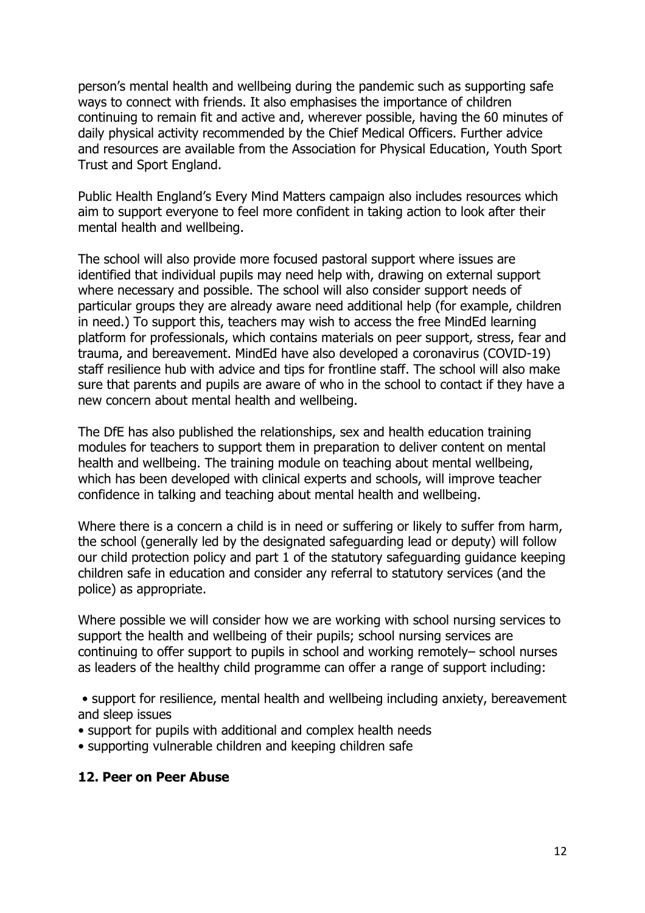person's mental health and wellbeing during the pandemic such as supporting safe ways to connect with friends. It also emphasises the importance of children continuing to remain fit and active and, wherever possible, having the 60 minutes of daily physical activity recommended by the Chief Medical Officers. Further advice and resources are available from the Association for Physical Education, Youth Sport Trust and Sport England.

Public Health England's Every Mind Matters campaign also includes resources which aim to support everyone to feel more confident in taking action to look after their mental health and wellbeing.

The school will also provide more focused pastoral support where issues are identified that individual pupils may need help with, drawing on external support where necessary and possible. The school will also consider support needs of particular groups they are already aware need additional help (for example, children in need.) To support this, teachers may wish to access the free MindEd learning platform for professionals, which contains materials on peer support, stress, fear and trauma, and bereavement. MindEd have also developed a coronavirus (COVID-19) staff resilience hub with advice and tips for frontline staff. The school will also make sure that parents and pupils are aware of who in the school to contact if they have a new concern about mental health and wellbeing.

The DfE has also published the relationships, sex and health education training modules for teachers to support them in preparation to deliver content on mental health and wellbeing. The training module on teaching about mental wellbeing, which has been developed with clinical experts and schools, will improve teacher confidence in talking and teaching about mental health and wellbeing.

Where there is a concern a child is in need or suffering or likely to suffer from harm, the school (generally led by the designated safeguarding lead or deputy) will follow our child protection policy and part 1 of the statutory safeguarding guidance keeping children safe in education and consider any referral to statutory services (and the police) as appropriate.

Where possible we will consider how we are working with school nursing services to support the health and wellbeing of their pupils; school nursing services are continuing to offer support to pupils in school and working remotely– school nurses as leaders of the healthy child programme can offer a range of support including:

- support for resilience, mental health and wellbeing including anxiety, bereavement and sleep issues
- support for pupils with additional and complex health needs
- supporting vulnerable children and keeping children safe

## 12. Peer on Peer Abuse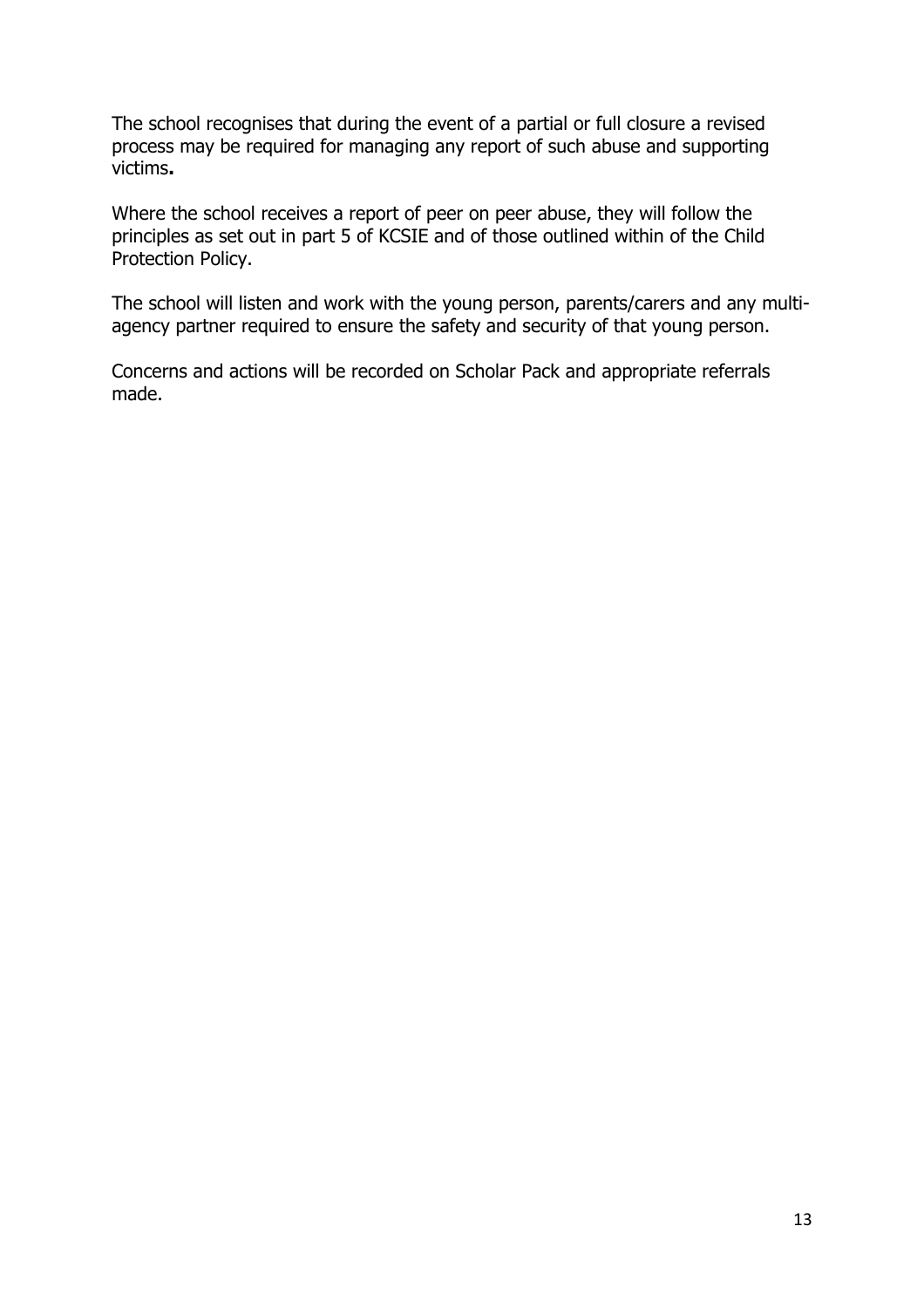The school recognises that during the event of a partial or full closure a revised process may be required for managing any report of such abuse and supporting victims**.**

Where the school receives a report of peer on peer abuse, they will follow the principles as set out in part 5 of KCSIE and of those outlined within of the Child Protection Policy.

The school will listen and work with the young person, parents/carers and any multi-agency partner required to ensure the safety and security of that young person.

Concerns and actions will be recorded on Scholar Pack and appropriate referrals made.